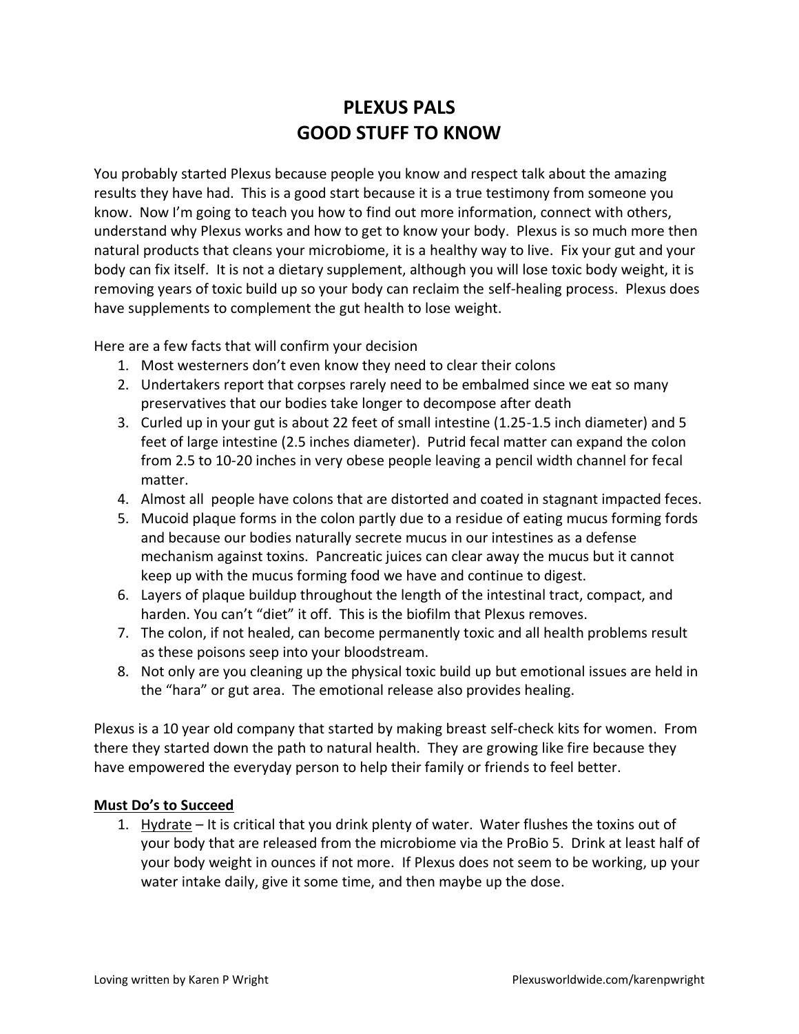# PLEXUS PALS
# GOOD STUFF TO KNOW

You probably started Plexus because people you know and respect talk about the amazing results they have had. This is a good start because it is a true testimony from someone you know. Now I'm going to teach you how to find out more information, connect with others, understand why Plexus works and how to get to know your body. Plexus is so much more then natural products that cleans your microbiome, it is a healthy way to live. Fix your gut and your body can fix itself. It is not a dietary supplement, although you will lose toxic body weight, it is removing years of toxic build up so your body can reclaim the self-healing process. Plexus does have supplements to complement the gut health to lose weight.

Here are a few facts that will confirm your decision

1. Most westerners don't even know they need to clear their colons
2. Undertakers report that corpses rarely need to be embalmed since we eat so many preservatives that our bodies take longer to decompose after death
3. Curled up in your gut is about 22 feet of small intestine (1.25-1.5 inch diameter) and 5 feet of large intestine (2.5 inches diameter). Putrid fecal matter can expand the colon from 2.5 to 10-20 inches in very obese people leaving a pencil width channel for fecal matter.
4. Almost all people have colons that are distorted and coated in stagnant impacted feces.
5. Mucoid plaque forms in the colon partly due to a residue of eating mucus forming fords and because our bodies naturally secrete mucus in our intestines as a defense mechanism against toxins. Pancreatic juices can clear away the mucus but it cannot keep up with the mucus forming food we have and continue to digest.
6. Layers of plaque buildup throughout the length of the intestinal tract, compact, and harden. You can't "diet" it off. This is the biofilm that Plexus removes.
7. The colon, if not healed, can become permanently toxic and all health problems result as these poisons seep into your bloodstream.
8. Not only are you cleaning up the physical toxic build up but emotional issues are held in the "hara" or gut area. The emotional release also provides healing.

Plexus is a 10 year old company that started by making breast self-check kits for women. From there they started down the path to natural health. They are growing like fire because they have empowered the everyday person to help their family or friends to feel better.

**Must Do's to Succeed**

1. Hydrate – It is critical that you drink plenty of water. Water flushes the toxins out of your body that are released from the microbiome via the ProBio 5. Drink at least half of your body weight in ounces if not more. If Plexus does not seem to be working, up your water intake daily, give it some time, and then maybe up the dose.

Loving written by Karen P Wright    Plexusworldwide.com/karenpwright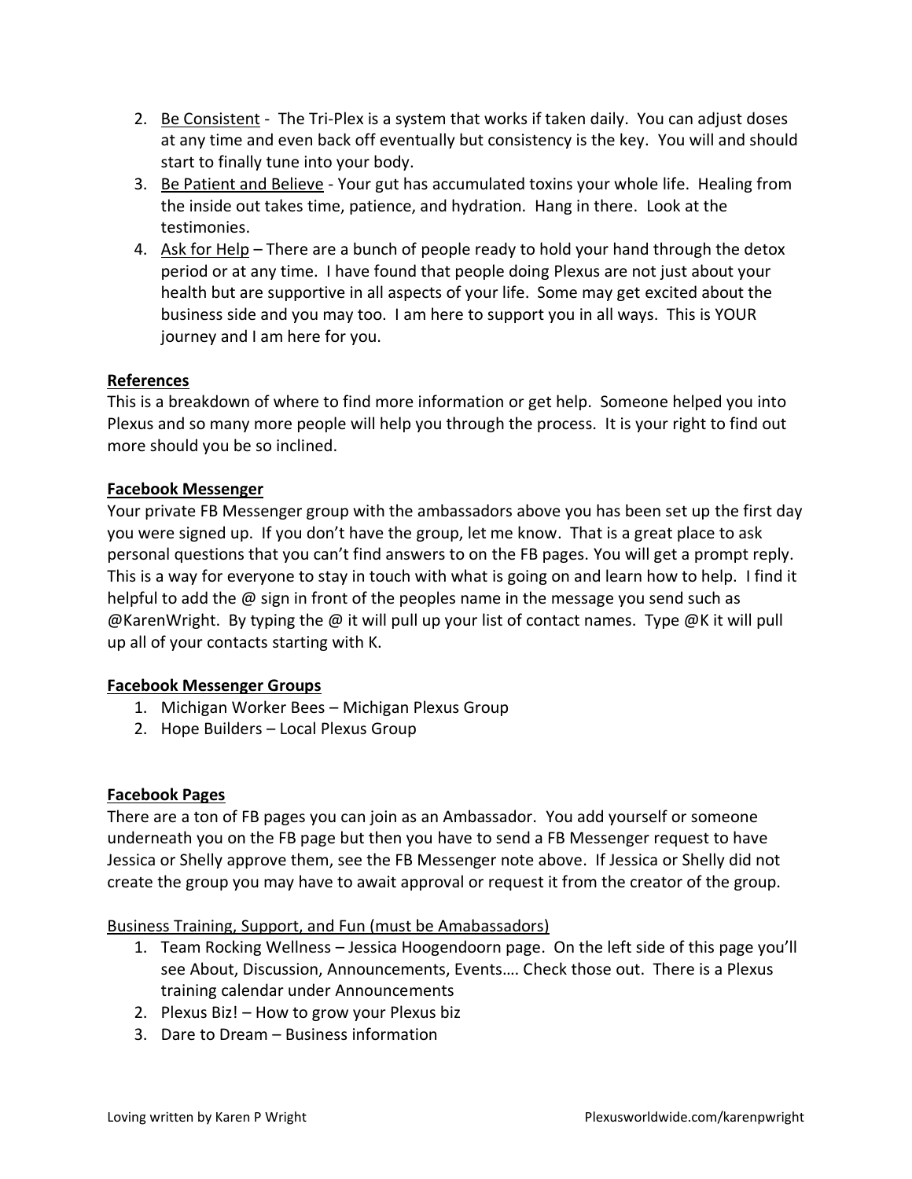2. Be Consistent - The Tri-Plex is a system that works if taken daily. You can adjust doses at any time and even back off eventually but consistency is the key. You will and should start to finally tune into your body.
3. Be Patient and Believe - Your gut has accumulated toxins your whole life. Healing from the inside out takes time, patience, and hydration. Hang in there. Look at the testimonies.
4. Ask for Help – There are a bunch of people ready to hold your hand through the detox period or at any time. I have found that people doing Plexus are not just about your health but are supportive in all aspects of your life. Some may get excited about the business side and you may too. I am here to support you in all ways. This is YOUR journey and I am here for you.

**References**

This is a breakdown of where to find more information or get help. Someone helped you into Plexus and so many more people will help you through the process. It is your right to find out more should you be so inclined.

**Facebook Messenger**

Your private FB Messenger group with the ambassadors above you has been set up the first day you were signed up. If you don't have the group, let me know. That is a great place to ask personal questions that you can't find answers to on the FB pages. You will get a prompt reply. This is a way for everyone to stay in touch with what is going on and learn how to help. I find it helpful to add the @ sign in front of the peoples name in the message you send such as @KarenWright. By typing the @ it will pull up your list of contact names. Type @K it will pull up all of your contacts starting with K.

**Facebook Messenger Groups**

1. Michigan Worker Bees – Michigan Plexus Group
2. Hope Builders – Local Plexus Group

**Facebook Pages**

There are a ton of FB pages you can join as an Ambassador. You add yourself or someone underneath you on the FB page but then you have to send a FB Messenger request to have Jessica or Shelly approve them, see the FB Messenger note above. If Jessica or Shelly did not create the group you may have to await approval or request it from the creator of the group.

Business Training, Support, and Fun (must be Amabassadors)

1. Team Rocking Wellness – Jessica Hoogendoorn page. On the left side of this page you'll see About, Discussion, Announcements, Events…. Check those out. There is a Plexus training calendar under Announcements
2. Plexus Biz! – How to grow your Plexus biz
3. Dare to Dream – Business information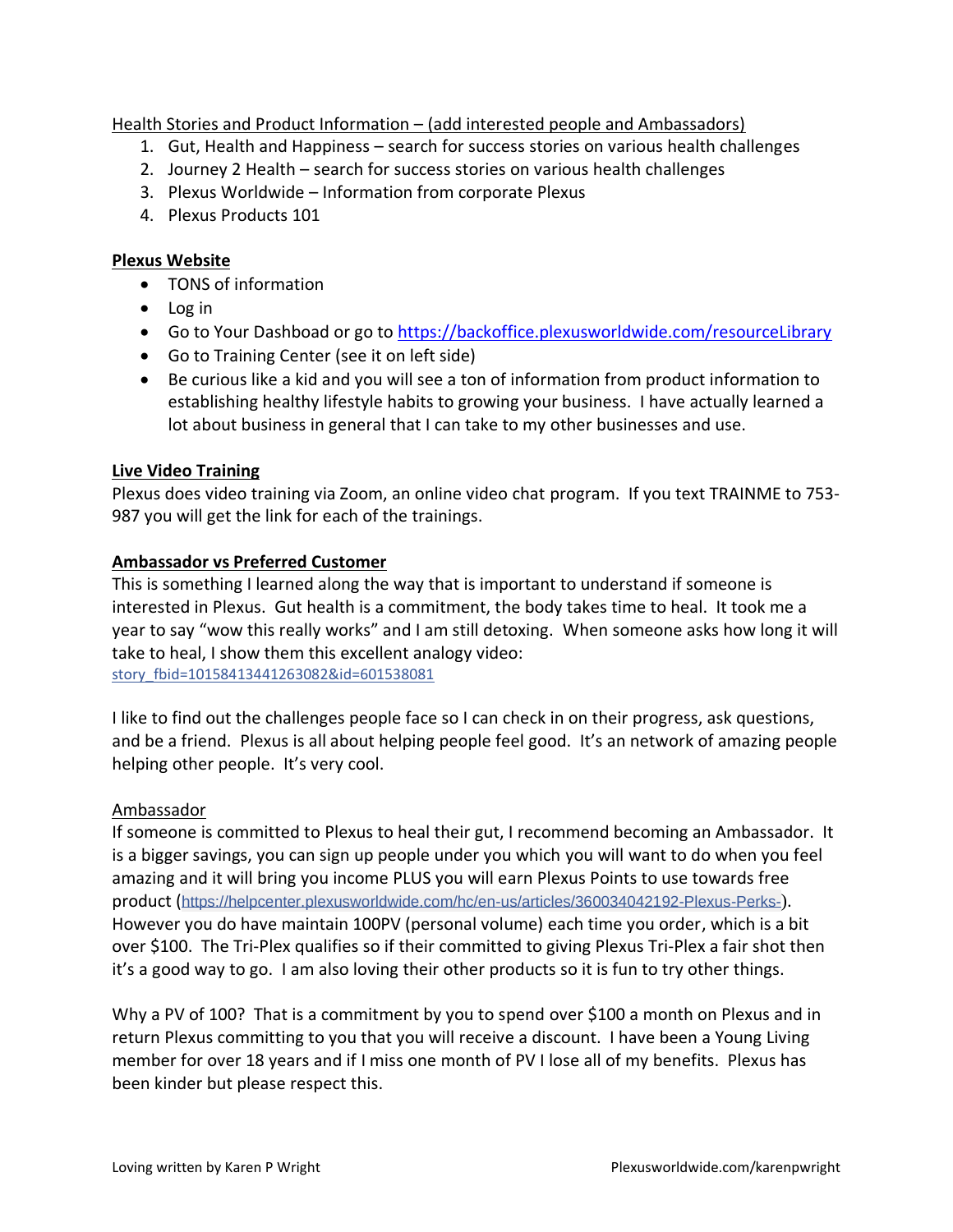Health Stories and Product Information – (add interested people and Ambassadors)

1. Gut, Health and Happiness – search for success stories on various health challenges
2. Journey 2 Health – search for success stories on various health challenges
3. Plexus Worldwide – Information from corporate Plexus
4. Plexus Products 101

**Plexus Website**

- TONS of information
- Log in
- Go to Your Dashboad or go to https://backoffice.plexusworldwide.com/resourceLibrary
- Go to Training Center (see it on left side)
- Be curious like a kid and you will see a ton of information from product information to establishing healthy lifestyle habits to growing your business. I have actually learned a lot about business in general that I can take to my other businesses and use.

**Live Video Training**

Plexus does video training via Zoom, an online video chat program. If you text TRAINME to 753-987 you will get the link for each of the trainings.

**Ambassador vs Preferred Customer**

This is something I learned along the way that is important to understand if someone is interested in Plexus. Gut health is a commitment, the body takes time to heal. It took me a year to say "wow this really works" and I am still detoxing. When someone asks how long it will take to heal, I show them this excellent analogy video:
story_fbid=10158413441263082&id=601538081

I like to find out the challenges people face so I can check in on their progress, ask questions, and be a friend. Plexus is all about helping people feel good. It's an network of amazing people helping other people. It's very cool.

Ambassador

If someone is committed to Plexus to heal their gut, I recommend becoming an Ambassador. It is a bigger savings, you can sign up people under you which you will want to do when you feel amazing and it will bring you income PLUS you will earn Plexus Points to use towards free product (https://helpcenter.plexusworldwide.com/hc/en-us/articles/360034042192-Plexus-Perks-). However you do have maintain 100PV (personal volume) each time you order, which is a bit over $100. The Tri-Plex qualifies so if their committed to giving Plexus Tri-Plex a fair shot then it's a good way to go. I am also loving their other products so it is fun to try other things.

Why a PV of 100? That is a commitment by you to spend over $100 a month on Plexus and in return Plexus committing to you that you will receive a discount. I have been a Young Living member for over 18 years and if I miss one month of PV I lose all of my benefits. Plexus has been kinder but please respect this.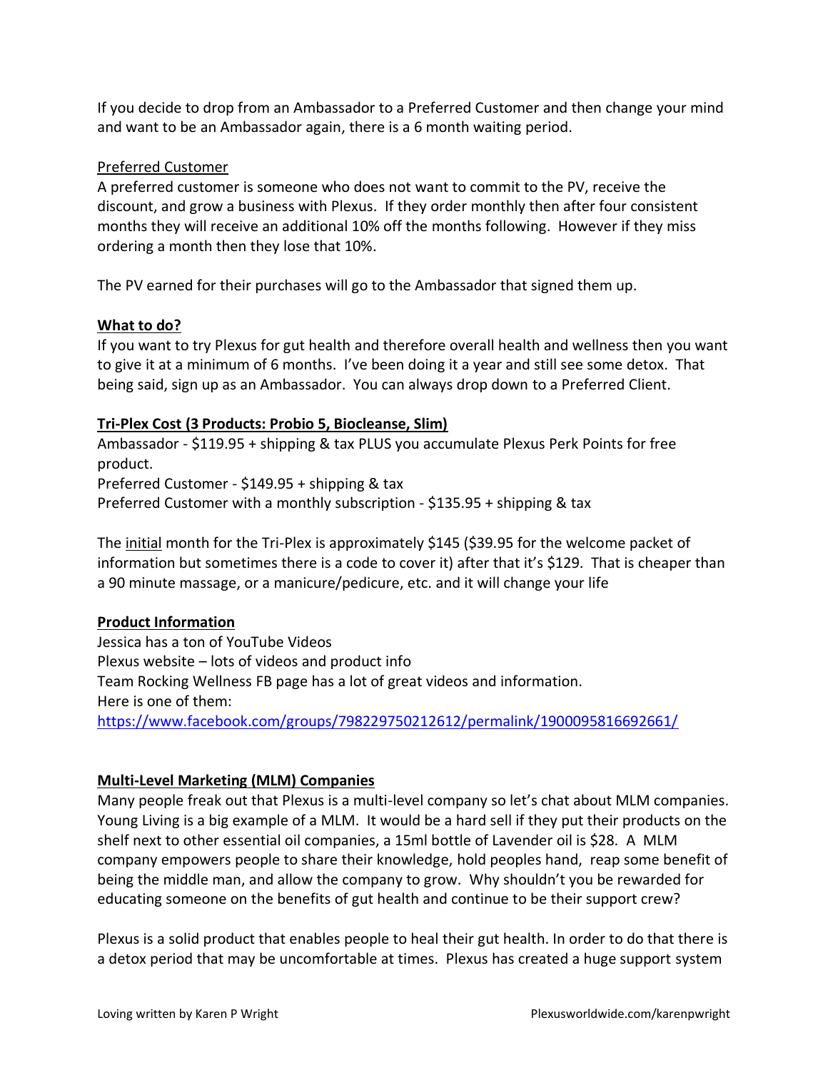If you decide to drop from an Ambassador to a Preferred Customer and then change your mind and want to be an Ambassador again, there is a 6 month waiting period.

Preferred Customer

A preferred customer is someone who does not want to commit to the PV, receive the discount, and grow a business with Plexus. If they order monthly then after four consistent months they will receive an additional 10% off the months following. However if they miss ordering a month then they lose that 10%.

The PV earned for their purchases will go to the Ambassador that signed them up.

**What to do?**

If you want to try Plexus for gut health and therefore overall health and wellness then you want to give it at a minimum of 6 months. I've been doing it a year and still see some detox. That being said, sign up as an Ambassador. You can always drop down to a Preferred Client.

**Tri-Plex Cost (3 Products: Probio 5, Biocleanse, Slim)**

Ambassador - $119.95 + shipping & tax PLUS you accumulate Plexus Perk Points for free product.
Preferred Customer - $149.95 + shipping & tax
Preferred Customer with a monthly subscription - $135.95 + shipping & tax

The initial month for the Tri-Plex is approximately $145 ($39.95 for the welcome packet of information but sometimes there is a code to cover it) after that it's $129. That is cheaper than a 90 minute massage, or a manicure/pedicure, etc. and it will change your life

**Product Information**

Jessica has a ton of YouTube Videos
Plexus website – lots of videos and product info
Team Rocking Wellness FB page has a lot of great videos and information.
Here is one of them:
https://www.facebook.com/groups/798229750212612/permalink/1900095816692661/

**Multi-Level Marketing (MLM) Companies**

Many people freak out that Plexus is a multi-level company so let's chat about MLM companies. Young Living is a big example of a MLM. It would be a hard sell if they put their products on the shelf next to other essential oil companies, a 15ml bottle of Lavender oil is $28. A MLM company empowers people to share their knowledge, hold peoples hand, reap some benefit of being the middle man, and allow the company to grow. Why shouldn't you be rewarded for educating someone on the benefits of gut health and continue to be their support crew?

Plexus is a solid product that enables people to heal their gut health. In order to do that there is a detox period that may be uncomfortable at times. Plexus has created a huge support system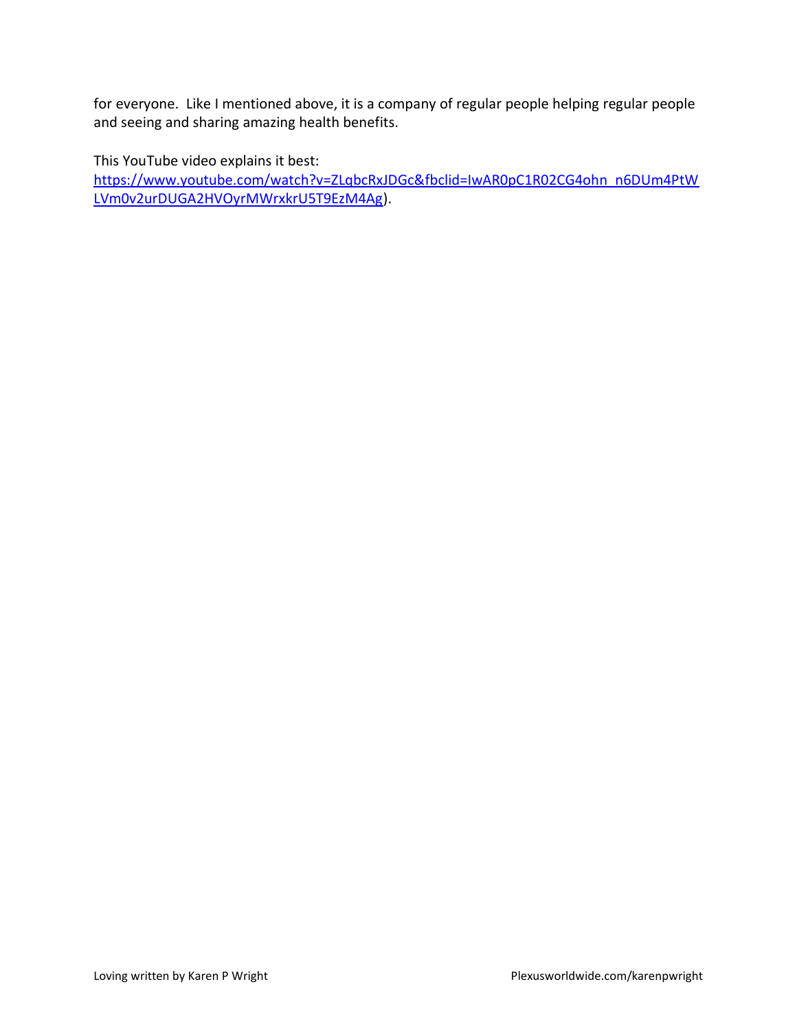for everyone. Like I mentioned above, it is a company of regular people helping regular people and seeing and sharing amazing health benefits.

This YouTube video explains it best:
[https://www.youtube.com/watch?v=ZLqbcRxJDGc&fbclid=IwAR0pC1R02CG4ohn_n6DUm4PtWLVm0v2urDUGA2HVOyrMWrxkrU5T9EzM4Ag](https://www.youtube.com/watch?v=ZLqbcRxJDGc&fbclid=IwAR0pC1R02CG4ohn_n6DUm4PtWLVm0v2urDUGA2HVOyrMWrxkrU5T9EzM4Ag)).